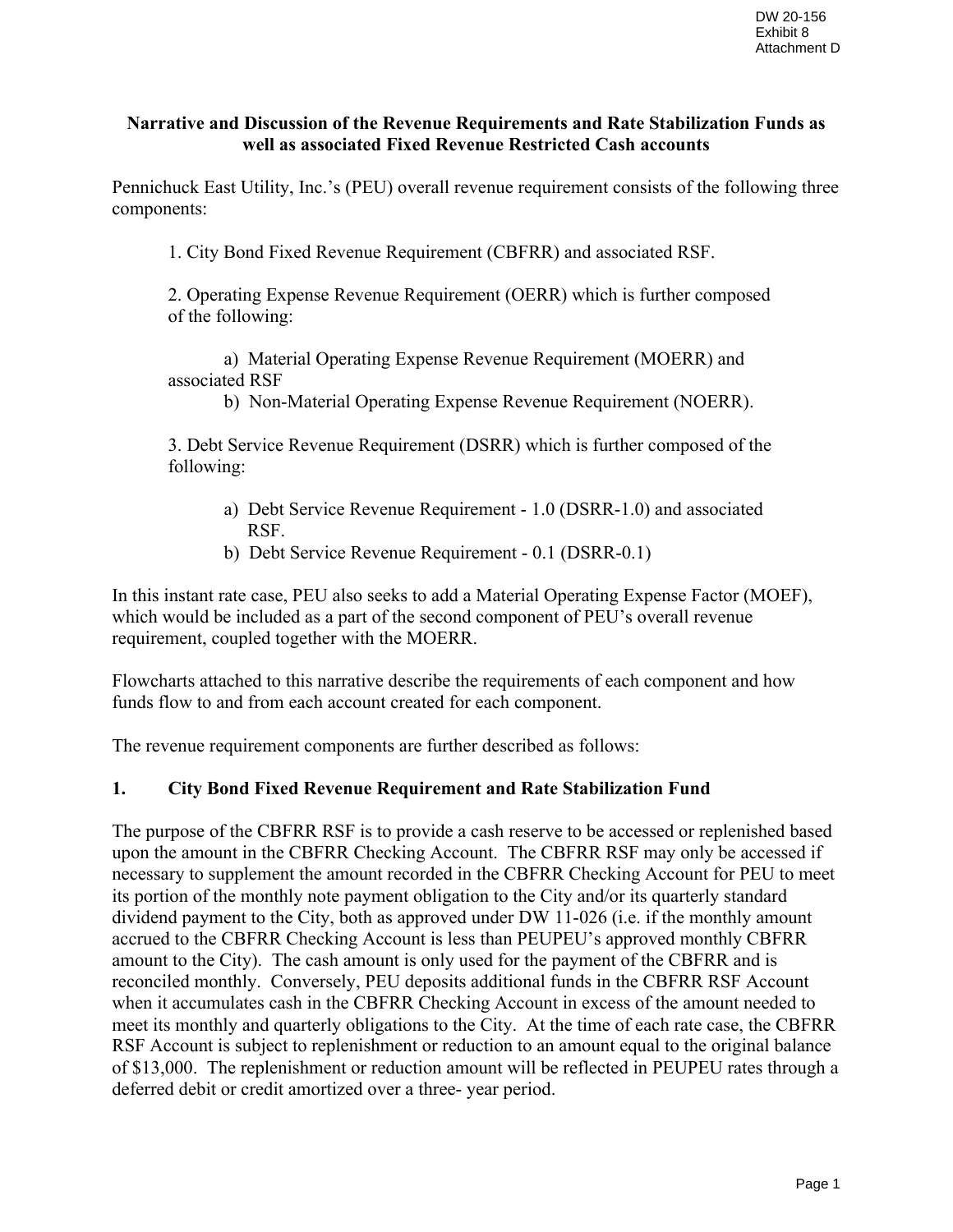DW 20-156
Exhibit 8
Attachment D

**Narrative and Discussion of the Revenue Requirements and Rate Stabilization Funds as well as associated Fixed Revenue Restricted Cash accounts**

Pennichuck East Utility, Inc.'s (PEU) overall revenue requirement consists of the following three components:

1. City Bond Fixed Revenue Requirement (CBFRR) and associated RSF.

2. Operating Expense Revenue Requirement (OERR) which is further composed of the following:

    a) Material Operating Expense Revenue Requirement (MOERR) and associated RSF

    b) Non-Material Operating Expense Revenue Requirement (NOERR).

3. Debt Service Revenue Requirement (DSRR) which is further composed of the following:

    a) Debt Service Revenue Requirement - 1.0 (DSRR-1.0) and associated RSF.

    b) Debt Service Revenue Requirement - 0.1 (DSRR-0.1)

In this instant rate case, PEU also seeks to add a Material Operating Expense Factor (MOEF), which would be included as a part of the second component of PEU's overall revenue requirement, coupled together with the MOERR.

Flowcharts attached to this narrative describe the requirements of each component and how funds flow to and from each account created for each component.

The revenue requirement components are further described as follows:

## 1. City Bond Fixed Revenue Requirement and Rate Stabilization Fund

The purpose of the CBFRR RSF is to provide a cash reserve to be accessed or replenished based upon the amount in the CBFRR Checking Account. The CBFRR RSF may only be accessed if necessary to supplement the amount recorded in the CBFRR Checking Account for PEU to meet its portion of the monthly note payment obligation to the City and/or its quarterly standard dividend payment to the City, both as approved under DW 11-026 (i.e. if the monthly amount accrued to the CBFRR Checking Account is less than PEUPEU's approved monthly CBFRR amount to the City). The cash amount is only used for the payment of the CBFRR and is reconciled monthly. Conversely, PEU deposits additional funds in the CBFRR RSF Account when it accumulates cash in the CBFRR Checking Account in excess of the amount needed to meet its monthly and quarterly obligations to the City. At the time of each rate case, the CBFRR RSF Account is subject to replenishment or reduction to an amount equal to the original balance of $13,000. The replenishment or reduction amount will be reflected in PEUPEU rates through a deferred debit or credit amortized over a three- year period.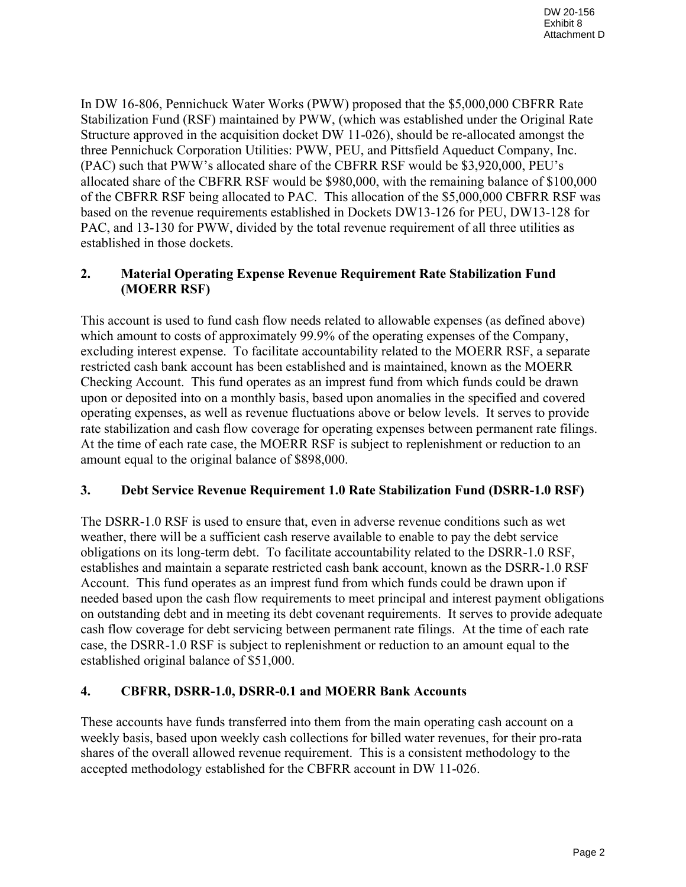In DW 16-806, Pennichuck Water Works (PWW) proposed that the $5,000,000 CBFRR Rate Stabilization Fund (RSF) maintained by PWW, (which was established under the Original Rate Structure approved in the acquisition docket DW 11-026), should be re-allocated amongst the three Pennichuck Corporation Utilities: PWW, PEU, and Pittsfield Aqueduct Company, Inc. (PAC) such that PWW's allocated share of the CBFRR RSF would be $3,920,000, PEU's allocated share of the CBFRR RSF would be $980,000, with the remaining balance of $100,000 of the CBFRR RSF being allocated to PAC. This allocation of the $5,000,000 CBFRR RSF was based on the revenue requirements established in Dockets DW13-126 for PEU, DW13-128 for PAC, and 13-130 for PWW, divided by the total revenue requirement of all three utilities as established in those dockets.

## 2. Material Operating Expense Revenue Requirement Rate Stabilization Fund (MOERR RSF)

This account is used to fund cash flow needs related to allowable expenses (as defined above) which amount to costs of approximately 99.9% of the operating expenses of the Company, excluding interest expense. To facilitate accountability related to the MOERR RSF, a separate restricted cash bank account has been established and is maintained, known as the MOERR Checking Account. This fund operates as an imprest fund from which funds could be drawn upon or deposited into on a monthly basis, based upon anomalies in the specified and covered operating expenses, as well as revenue fluctuations above or below levels. It serves to provide rate stabilization and cash flow coverage for operating expenses between permanent rate filings. At the time of each rate case, the MOERR RSF is subject to replenishment or reduction to an amount equal to the original balance of $898,000.

## 3. Debt Service Revenue Requirement 1.0 Rate Stabilization Fund (DSRR-1.0 RSF)

The DSRR-1.0 RSF is used to ensure that, even in adverse revenue conditions such as wet weather, there will be a sufficient cash reserve available to enable to pay the debt service obligations on its long-term debt. To facilitate accountability related to the DSRR-1.0 RSF, establishes and maintain a separate restricted cash bank account, known as the DSRR-1.0 RSF Account. This fund operates as an imprest fund from which funds could be drawn upon if needed based upon the cash flow requirements to meet principal and interest payment obligations on outstanding debt and in meeting its debt covenant requirements. It serves to provide adequate cash flow coverage for debt servicing between permanent rate filings. At the time of each rate case, the DSRR-1.0 RSF is subject to replenishment or reduction to an amount equal to the established original balance of $51,000.

## 4. CBFRR, DSRR-1.0, DSRR-0.1 and MOERR Bank Accounts

These accounts have funds transferred into them from the main operating cash account on a weekly basis, based upon weekly cash collections for billed water revenues, for their pro-rata shares of the overall allowed revenue requirement. This is a consistent methodology to the accepted methodology established for the CBFRR account in DW 11-026.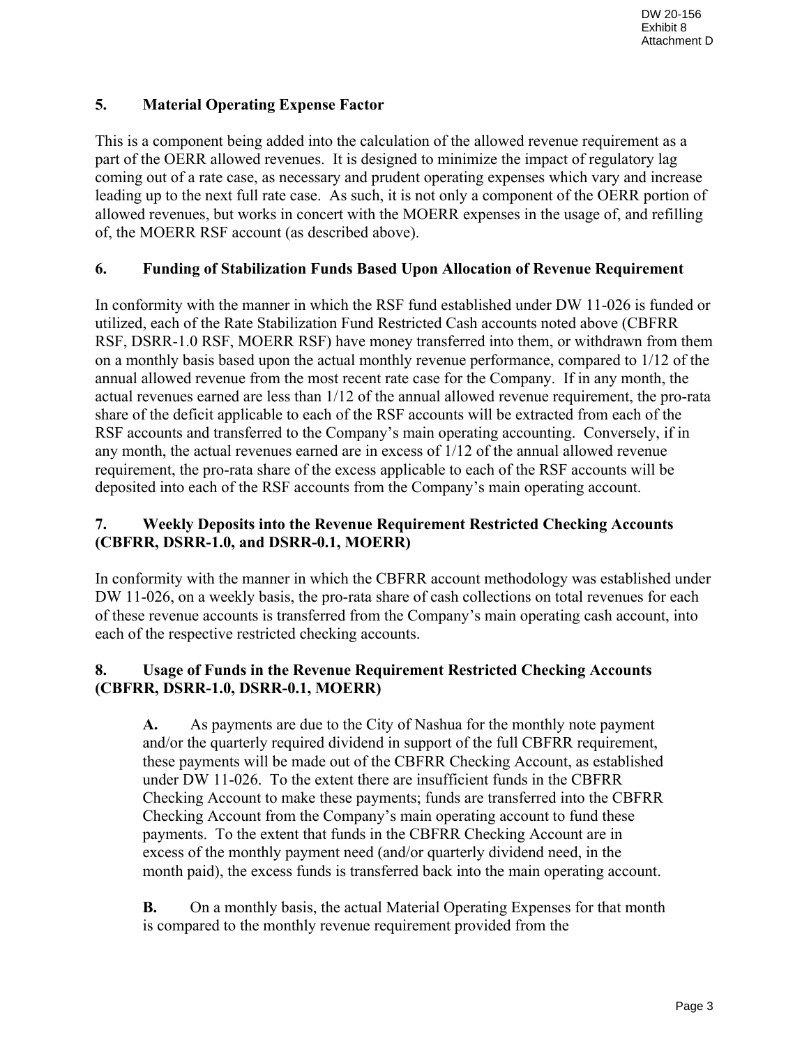**5. Material Operating Expense Factor**

This is a component being added into the calculation of the allowed revenue requirement as a part of the OERR allowed revenues. It is designed to minimize the impact of regulatory lag coming out of a rate case, as necessary and prudent operating expenses which vary and increase leading up to the next full rate case. As such, it is not only a component of the OERR portion of allowed revenues, but works in concert with the MOERR expenses in the usage of, and refilling of, the MOERR RSF account (as described above).

**6. Funding of Stabilization Funds Based Upon Allocation of Revenue Requirement**

In conformity with the manner in which the RSF fund established under DW 11-026 is funded or utilized, each of the Rate Stabilization Fund Restricted Cash accounts noted above (CBFRR RSF, DSRR-1.0 RSF, MOERR RSF) have money transferred into them, or withdrawn from them on a monthly basis based upon the actual monthly revenue performance, compared to 1/12 of the annual allowed revenue from the most recent rate case for the Company. If in any month, the actual revenues earned are less than 1/12 of the annual allowed revenue requirement, the pro-rata share of the deficit applicable to each of the RSF accounts will be extracted from each of the RSF accounts and transferred to the Company's main operating accounting. Conversely, if in any month, the actual revenues earned are in excess of 1/12 of the annual allowed revenue requirement, the pro-rata share of the excess applicable to each of the RSF accounts will be deposited into each of the RSF accounts from the Company's main operating account.

**7. Weekly Deposits into the Revenue Requirement Restricted Checking Accounts (CBFRR, DSRR-1.0, and DSRR-0.1, MOERR)**

In conformity with the manner in which the CBFRR account methodology was established under DW 11-026, on a weekly basis, the pro-rata share of cash collections on total revenues for each of these revenue accounts is transferred from the Company's main operating cash account, into each of the respective restricted checking accounts.

**8. Usage of Funds in the Revenue Requirement Restricted Checking Accounts (CBFRR, DSRR-1.0, DSRR-0.1, MOERR)**

> **A.** As payments are due to the City of Nashua for the monthly note payment and/or the quarterly required dividend in support of the full CBFRR requirement, these payments will be made out of the CBFRR Checking Account, as established under DW 11-026. To the extent there are insufficient funds in the CBFRR Checking Account to make these payments; funds are transferred into the CBFRR Checking Account from the Company's main operating account to fund these payments. To the extent that funds in the CBFRR Checking Account are in excess of the monthly payment need (and/or quarterly dividend need, in the month paid), the excess funds is transferred back into the main operating account.
>
> **B.** On a monthly basis, the actual Material Operating Expenses for that month is compared to the monthly revenue requirement provided from the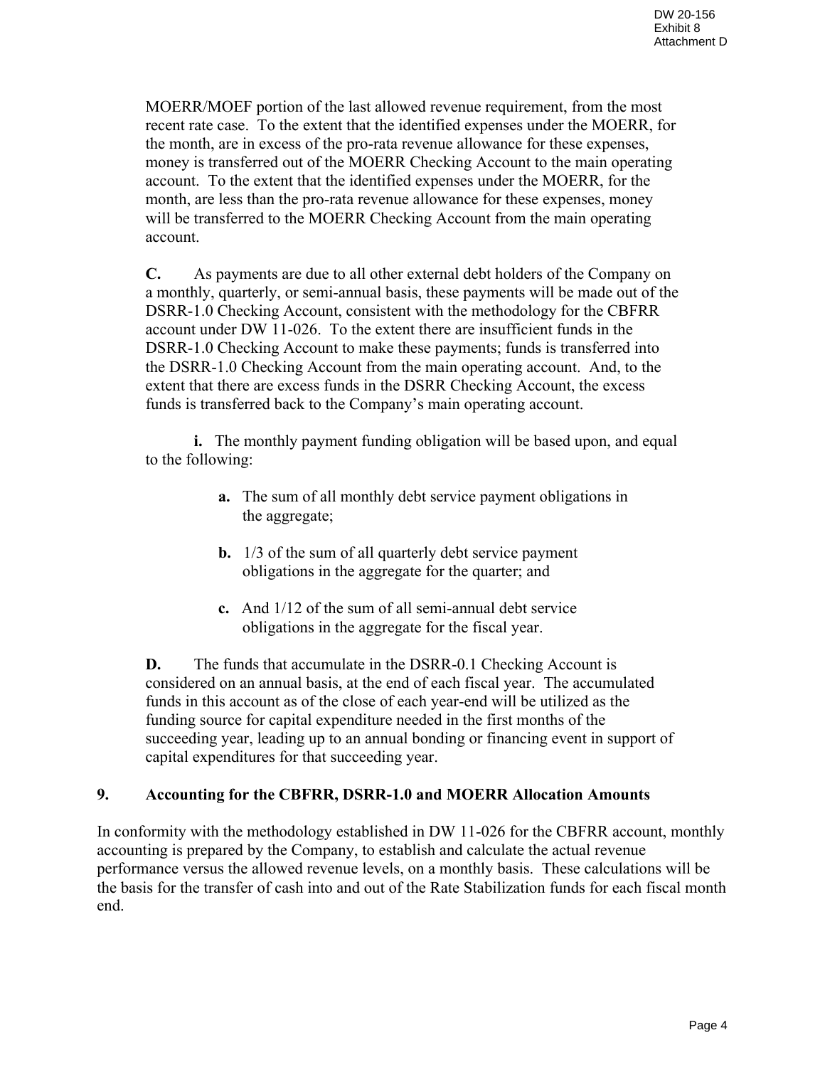MOERR/MOEF portion of the last allowed revenue requirement, from the most recent rate case. To the extent that the identified expenses under the MOERR, for the month, are in excess of the pro-rata revenue allowance for these expenses, money is transferred out of the MOERR Checking Account to the main operating account. To the extent that the identified expenses under the MOERR, for the month, are less than the pro-rata revenue allowance for these expenses, money will be transferred to the MOERR Checking Account from the main operating account.

**C.** As payments are due to all other external debt holders of the Company on a monthly, quarterly, or semi-annual basis, these payments will be made out of the DSRR-1.0 Checking Account, consistent with the methodology for the CBFRR account under DW 11-026. To the extent there are insufficient funds in the DSRR-1.0 Checking Account to make these payments; funds is transferred into the DSRR-1.0 Checking Account from the main operating account. And, to the extent that there are excess funds in the DSRR Checking Account, the excess funds is transferred back to the Company's main operating account.

**i.** The monthly payment funding obligation will be based upon, and equal to the following:

**a.** The sum of all monthly debt service payment obligations in the aggregate;

**b.** 1/3 of the sum of all quarterly debt service payment obligations in the aggregate for the quarter; and

**c.** And 1/12 of the sum of all semi-annual debt service obligations in the aggregate for the fiscal year.

**D.** The funds that accumulate in the DSRR-0.1 Checking Account is considered on an annual basis, at the end of each fiscal year. The accumulated funds in this account as of the close of each year-end will be utilized as the funding source for capital expenditure needed in the first months of the succeeding year, leading up to an annual bonding or financing event in support of capital expenditures for that succeeding year.

## 9. Accounting for the CBFRR, DSRR-1.0 and MOERR Allocation Amounts

In conformity with the methodology established in DW 11-026 for the CBFRR account, monthly accounting is prepared by the Company, to establish and calculate the actual revenue performance versus the allowed revenue levels, on a monthly basis. These calculations will be the basis for the transfer of cash into and out of the Rate Stabilization funds for each fiscal month end.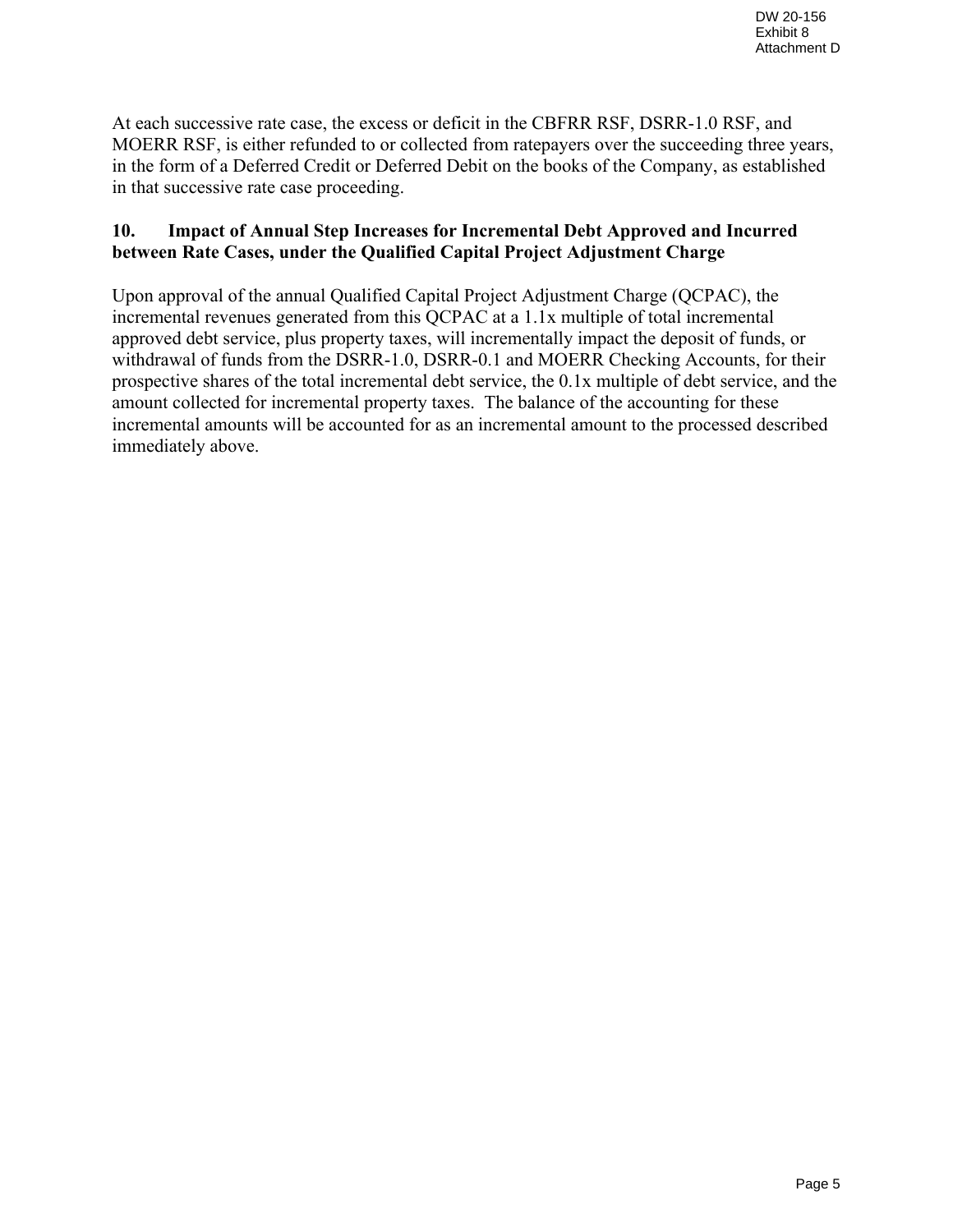At each successive rate case, the excess or deficit in the CBFRR RSF, DSRR-1.0 RSF, and MOERR RSF, is either refunded to or collected from ratepayers over the succeeding three years, in the form of a Deferred Credit or Deferred Debit on the books of the Company, as established in that successive rate case proceeding.

**10. Impact of Annual Step Increases for Incremental Debt Approved and Incurred between Rate Cases, under the Qualified Capital Project Adjustment Charge**

Upon approval of the annual Qualified Capital Project Adjustment Charge (QCPAC), the incremental revenues generated from this QCPAC at a 1.1x multiple of total incremental approved debt service, plus property taxes, will incrementally impact the deposit of funds, or withdrawal of funds from the DSRR-1.0, DSRR-0.1 and MOERR Checking Accounts, for their prospective shares of the total incremental debt service, the 0.1x multiple of debt service, and the amount collected for incremental property taxes. The balance of the accounting for these incremental amounts will be accounted for as an incremental amount to the processed described immediately above.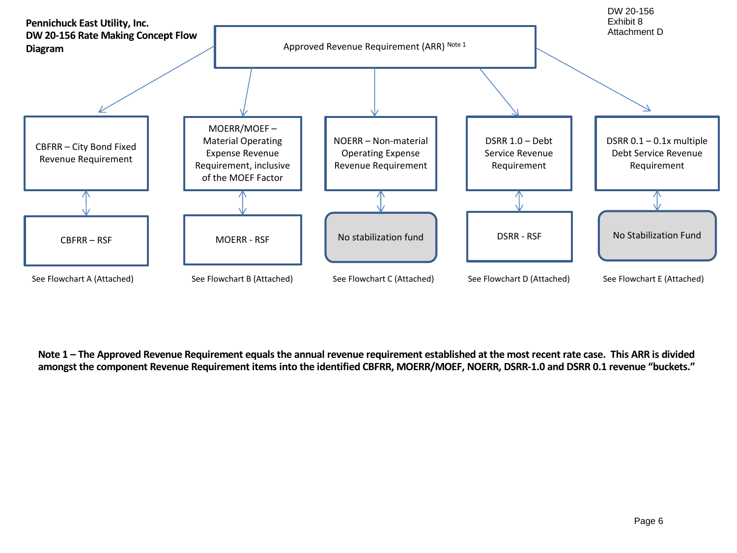DW 20-156
Exhibit 8
Attachment D

**Pennichuck East Utility, Inc.**
**DW 20-156 Rate Making Concept Flow Diagram**

Approved Revenue Requirement (ARR) Note 1

| CBFRR – City Bond Fixed Revenue Requirement | MOERR/MOEF – Material Operating Expense Revenue Requirement, inclusive of the MOEF Factor | NOERR – Non-material Operating Expense Revenue Requirement | DSRR 1.0 – Debt Service Revenue Requirement | DSRR 0.1 – 0.1x multiple Debt Service Revenue Requirement |
|---|---|---|---|---|
| CBFRR – RSF | MOERR - RSF | No stabilization fund | DSRR - RSF | No Stabilization Fund |
| See Flowchart A (Attached) | See Flowchart B (Attached) | See Flowchart C (Attached) | See Flowchart D (Attached) | See Flowchart E (Attached) |

**Note 1 – The Approved Revenue Requirement equals the annual revenue requirement established at the most recent rate case. This ARR is divided amongst the component Revenue Requirement items into the identified CBFRR, MOERR/MOEF, NOERR, DSRR-1.0 and DSRR 0.1 revenue "buckets."**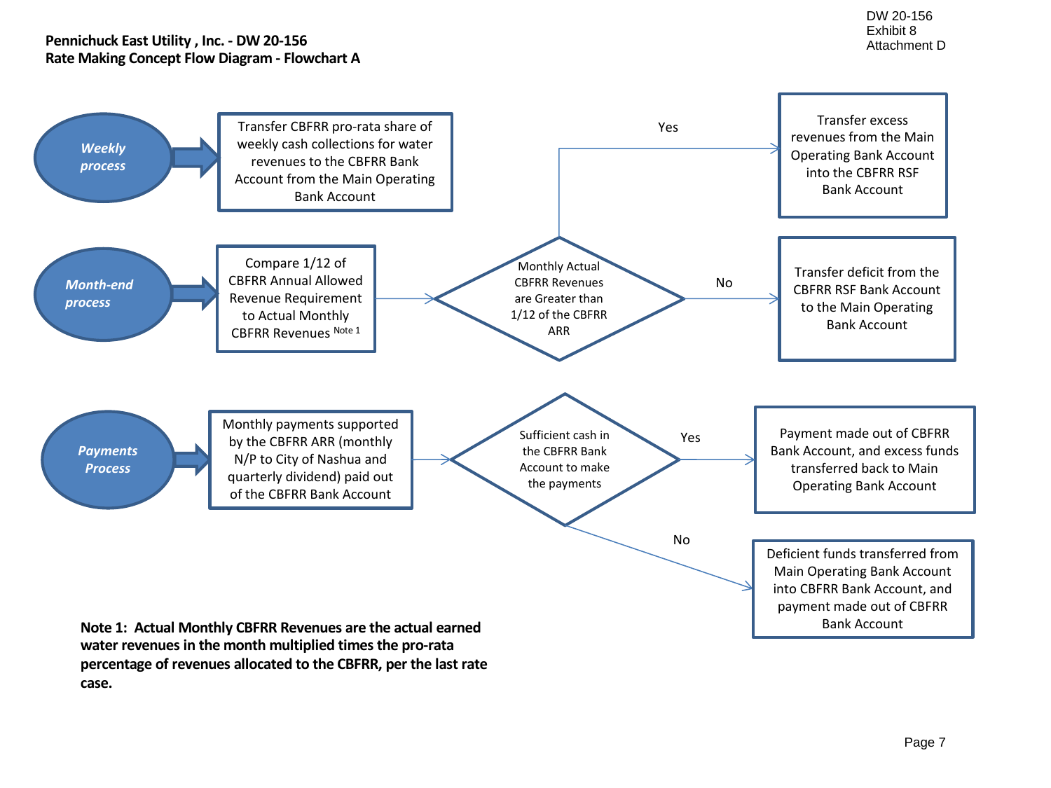DW 20-156
Exhibit 8
Attachment D

**Pennichuck East Utility , Inc. - DW 20-156**
**Rate Making Concept Flow Diagram - Flowchart A**

***Weekly process*** → Transfer CBFRR pro-rata share of weekly cash collections for water revenues to the CBFRR Bank Account from the Main Operating Bank Account

***Month-end process*** → Compare 1/12 of CBFRR Annual Allowed Revenue Requirement to Actual Monthly CBFRR Revenues [Note 1] → Monthly Actual CBFRR Revenues are Greater than 1/12 of the CBFRR ARR

- Yes → Transfer excess revenues from the Main Operating Bank Account into the CBFRR RSF Bank Account
- No → Transfer deficit from the CBFRR RSF Bank Account to the Main Operating Bank Account

***Payments Process*** → Monthly payments supported by the CBFRR ARR (monthly N/P to City of Nashua and quarterly dividend) paid out of the CBFRR Bank Account → Sufficient cash in the CBFRR Bank Account to make the payments

- Yes → Payment made out of CBFRR Bank Account, and excess funds transferred back to Main Operating Bank Account
- No → Deficient funds transferred from Main Operating Bank Account into CBFRR Bank Account, and payment made out of CBFRR Bank Account

**Note 1: Actual Monthly CBFRR Revenues are the actual earned water revenues in the month multiplied times the pro-rata percentage of revenues allocated to the CBFRR, per the last rate case.**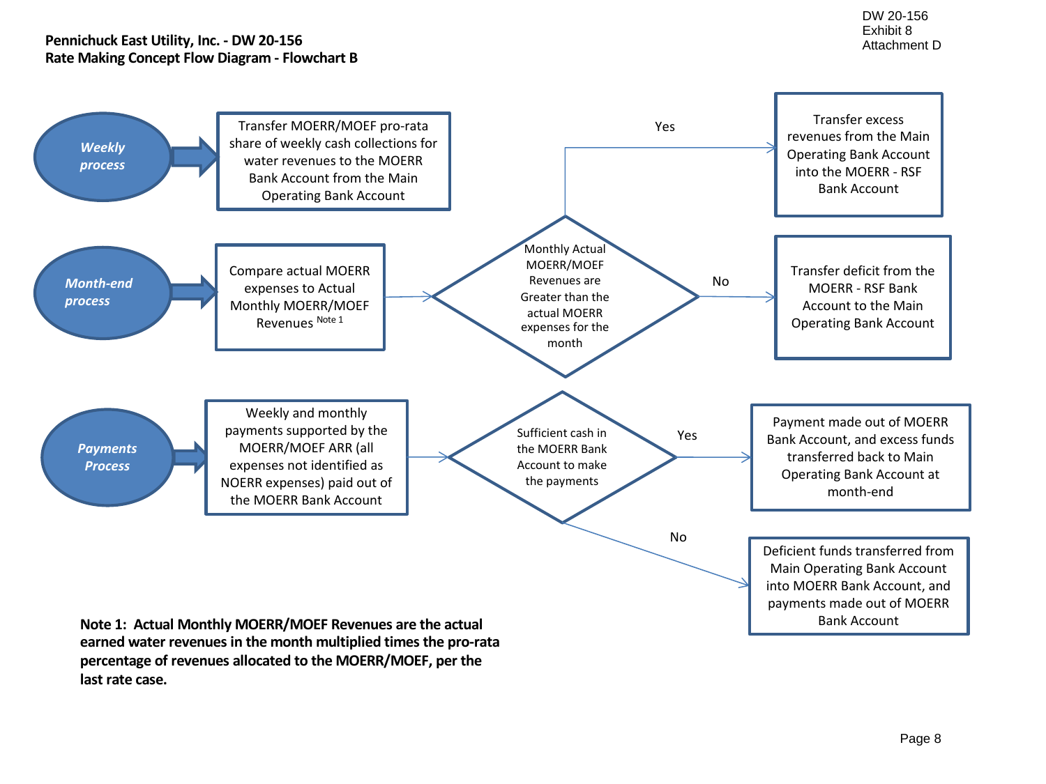DW 20-156
Exhibit 8
Attachment D

**Pennichuck East Utility, Inc. - DW 20-156**
**Rate Making Concept Flow Diagram - Flowchart B**

***Weekly process*** → Transfer MOERR/MOEF pro-rata share of weekly cash collections for water revenues to the MOERR Bank Account from the Main Operating Bank Account

***Month-end process*** → Compare actual MOERR expenses to Actual Monthly MOERR/MOEF Revenues [Note 1] → Monthly Actual MOERR/MOEF Revenues are Greater than the actual MOERR expenses for the month

- Yes → Transfer excess revenues from the Main Operating Bank Account into the MOERR - RSF Bank Account
- No → Transfer deficit from the MOERR - RSF Bank Account to the Main Operating Bank Account

***Payments Process*** → Weekly and monthly payments supported by the MOERR/MOEF ARR (all expenses not identified as NOERR expenses) paid out of the MOERR Bank Account → Sufficient cash in the MOERR Bank Account to make the payments

- Yes → Payment made out of MOERR Bank Account, and excess funds transferred back to Main Operating Bank Account at month-end
- No → Deficient funds transferred from Main Operating Bank Account into MOERR Bank Account, and payments made out of MOERR Bank Account

**Note 1: Actual Monthly MOERR/MOEF Revenues are the actual earned water revenues in the month multiplied times the pro-rata percentage of revenues allocated to the MOERR/MOEF, per the last rate case.**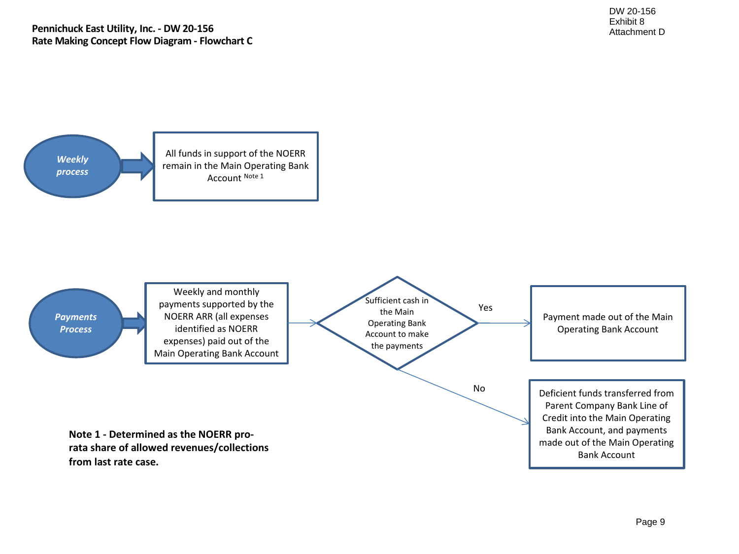DW 20-156
Exhibit 8
Attachment D

**Pennichuck East Utility, Inc. - DW 20-156**
**Rate Making Concept Flow Diagram - Flowchart C**

***Weekly process*** → All funds in support of the NOERR remain in the Main Operating Bank Account Note 1

***Payments Process*** → Weekly and monthly payments supported by the NOERR ARR (all expenses identified as NOERR expenses) paid out of the Main Operating Bank Account → Sufficient cash in the Main Operating Bank Account to make the payments

- Yes → Payment made out of the Main Operating Bank Account
- No → Deficient funds transferred from Parent Company Bank Line of Credit into the Main Operating Bank Account, and payments made out of the Main Operating Bank Account

**Note 1 - Determined as the NOERR pro-rata share of allowed revenues/collections from last rate case.**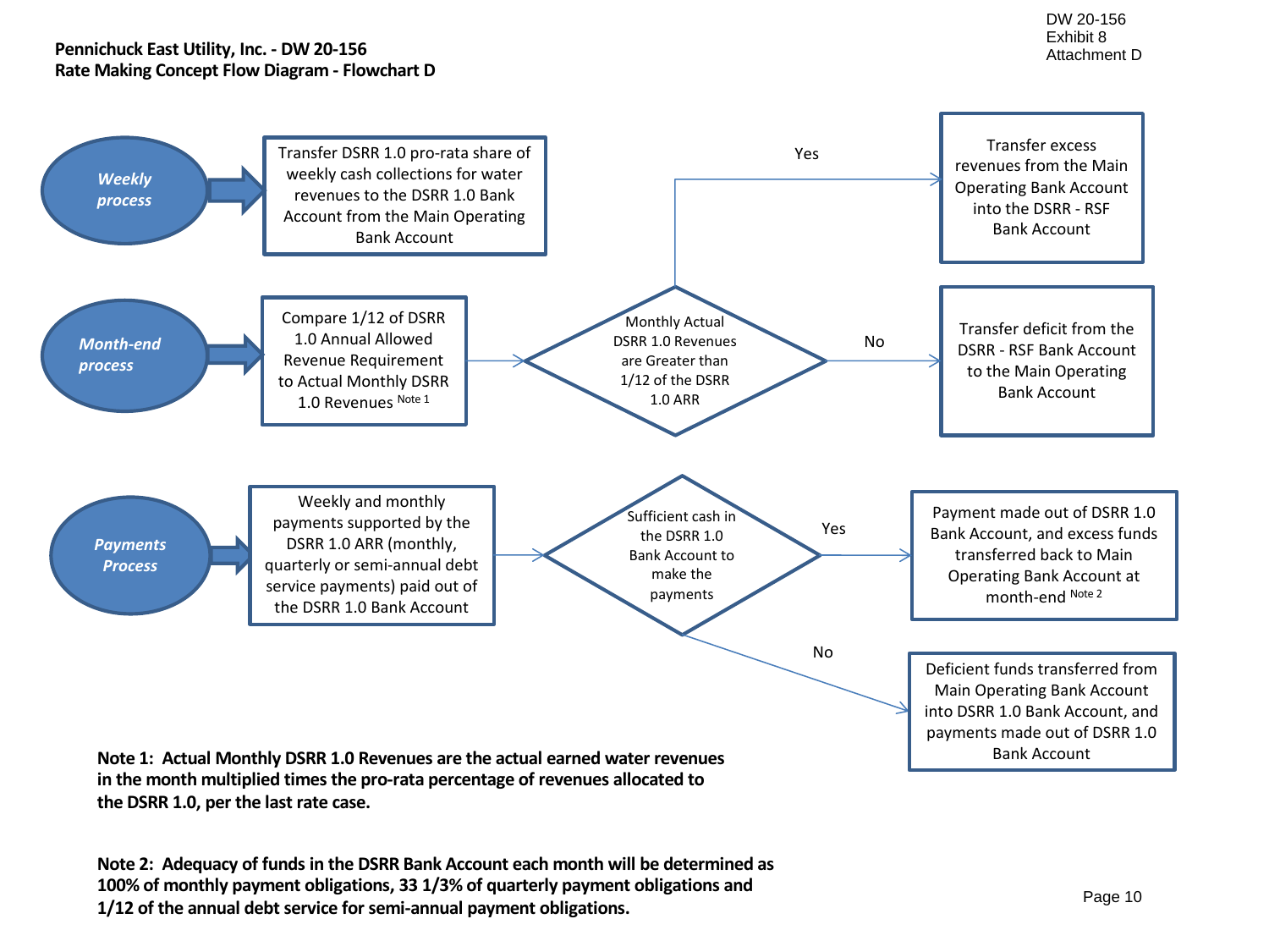DW 20-156
Exhibit 8
Attachment D

**Pennichuck East Utility, Inc. - DW 20-156**
**Rate Making Concept Flow Diagram - Flowchart D**

***Weekly process*** → Transfer DSRR 1.0 pro-rata share of weekly cash collections for water revenues to the DSRR 1.0 Bank Account from the Main Operating Bank Account

***Month-end process*** → Compare 1/12 of DSRR 1.0 Annual Allowed Revenue Requirement to Actual Monthly DSRR 1.0 Revenues [Note 1] → Monthly Actual DSRR 1.0 Revenues are Greater than 1/12 of the DSRR 1.0 ARR

- Yes → Transfer excess revenues from the Main Operating Bank Account into the DSRR - RSF Bank Account
- No → Transfer deficit from the DSRR - RSF Bank Account to the Main Operating Bank Account

***Payments Process*** → Weekly and monthly payments supported by the DSRR 1.0 ARR (monthly, quarterly or semi-annual debt service payments) paid out of the DSRR 1.0 Bank Account → Sufficient cash in the DSRR 1.0 Bank Account to make the payments

- Yes → Payment made out of DSRR 1.0 Bank Account, and excess funds transferred back to Main Operating Bank Account at month-end [Note 2]
- No → Deficient funds transferred from Main Operating Bank Account into DSRR 1.0 Bank Account, and payments made out of DSRR 1.0 Bank Account

**Note 1: Actual Monthly DSRR 1.0 Revenues are the actual earned water revenues in the month multiplied times the pro-rata percentage of revenues allocated to the DSRR 1.0, per the last rate case.**

**Note 2: Adequacy of funds in the DSRR Bank Account each month will be determined as 100% of monthly payment obligations, 33 1/3% of quarterly payment obligations and 1/12 of the annual debt service for semi-annual payment obligations.**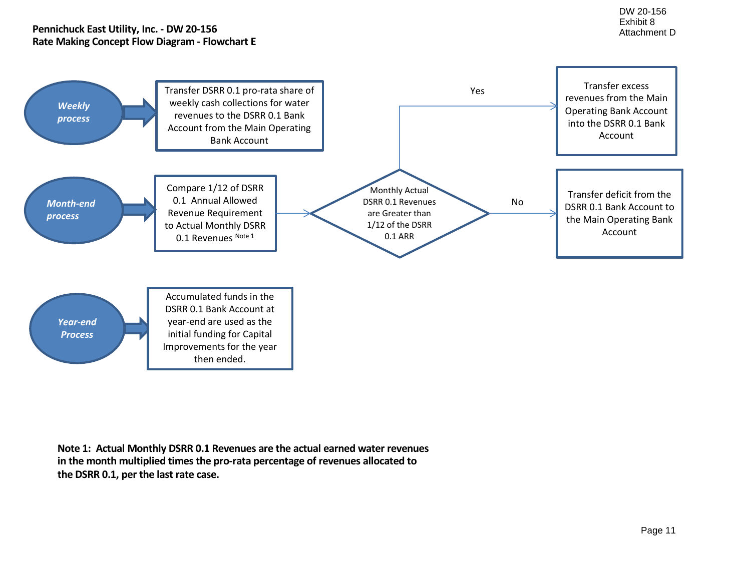DW 20-156
Exhibit 8
Attachment D

**Pennichuck East Utility, Inc. - DW 20-156**
**Rate Making Concept Flow Diagram - Flowchart E**

*Weekly process*

Transfer DSRR 0.1 pro-rata share of weekly cash collections for water revenues to the DSRR 0.1 Bank Account from the Main Operating Bank Account

*Month-end process*

Compare 1/12 of DSRR 0.1 Annual Allowed Revenue Requirement to Actual Monthly DSRR 0.1 Revenues Note 1

Monthly Actual DSRR 0.1 Revenues are Greater than 1/12 of the DSRR 0.1 ARR

Yes: Transfer excess revenues from the Main Operating Bank Account into the DSRR 0.1 Bank Account

No: Transfer deficit from the DSRR 0.1 Bank Account to the Main Operating Bank Account

*Year-end Process*

Accumulated funds in the DSRR 0.1 Bank Account at year-end are used as the initial funding for Capital Improvements for the year then ended.

**Note 1: Actual Monthly DSRR 0.1 Revenues are the actual earned water revenues in the month multiplied times the pro-rata percentage of revenues allocated to the DSRR 0.1, per the last rate case.**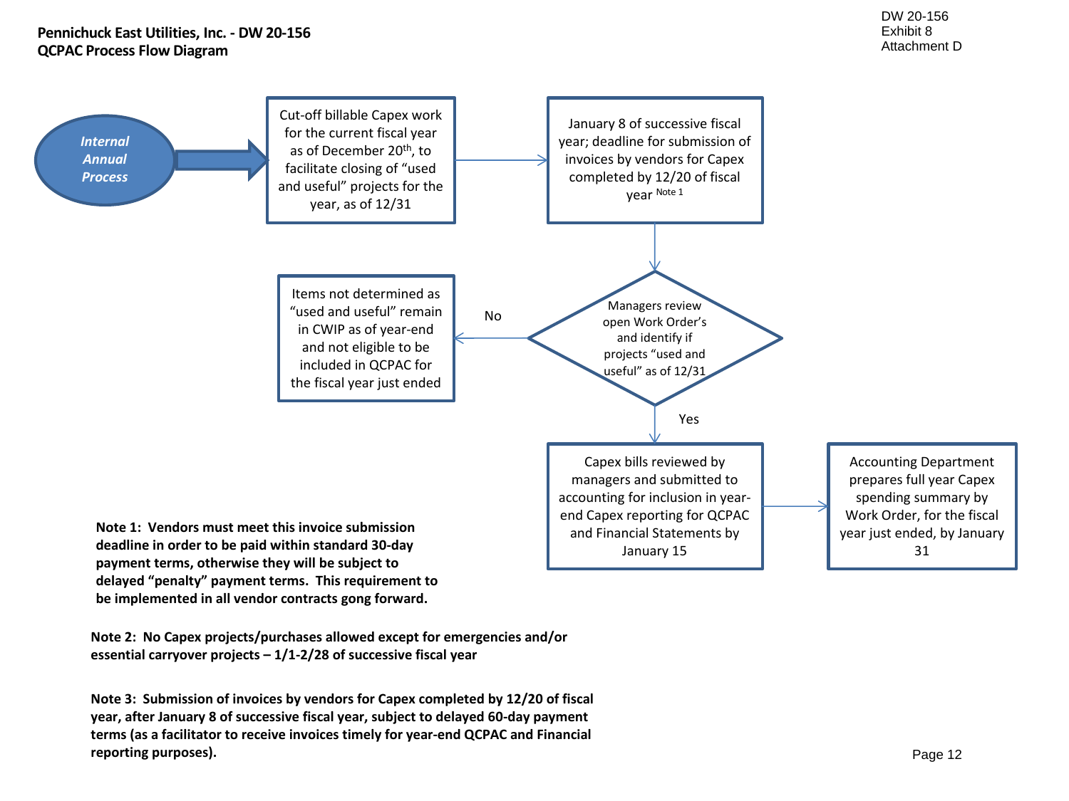DW 20-156
Exhibit 8
Attachment D

**Pennichuck East Utilities, Inc. - DW 20-156**
**QCPAC Process Flow Diagram**

*Internal Annual Process*

Cut-off billable Capex work for the current fiscal year as of December 20th, to facilitate closing of "used and useful" projects for the year, as of 12/31

January 8 of successive fiscal year; deadline for submission of invoices by vendors for Capex completed by 12/20 of fiscal year [Note 1]

Managers review open Work Order's and identify if projects "used and useful" as of 12/31

No: Items not determined as "used and useful" remain in CWIP as of year-end and not eligible to be included in QCPAC for the fiscal year just ended

Yes: Capex bills reviewed by managers and submitted to accounting for inclusion in year-end Capex reporting for QCPAC and Financial Statements by January 15

Accounting Department prepares full year Capex spending summary by Work Order, for the fiscal year just ended, by January 31

**Note 1: Vendors must meet this invoice submission deadline in order to be paid within standard 30-day payment terms, otherwise they will be subject to delayed "penalty" payment terms. This requirement to be implemented in all vendor contracts gong forward.**

**Note 2: No Capex projects/purchases allowed except for emergencies and/or essential carryover projects – 1/1-2/28 of successive fiscal year**

**Note 3: Submission of invoices by vendors for Capex completed by 12/20 of fiscal year, after January 8 of successive fiscal year, subject to delayed 60-day payment terms (as a facilitator to receive invoices timely for year-end QCPAC and Financial reporting purposes).**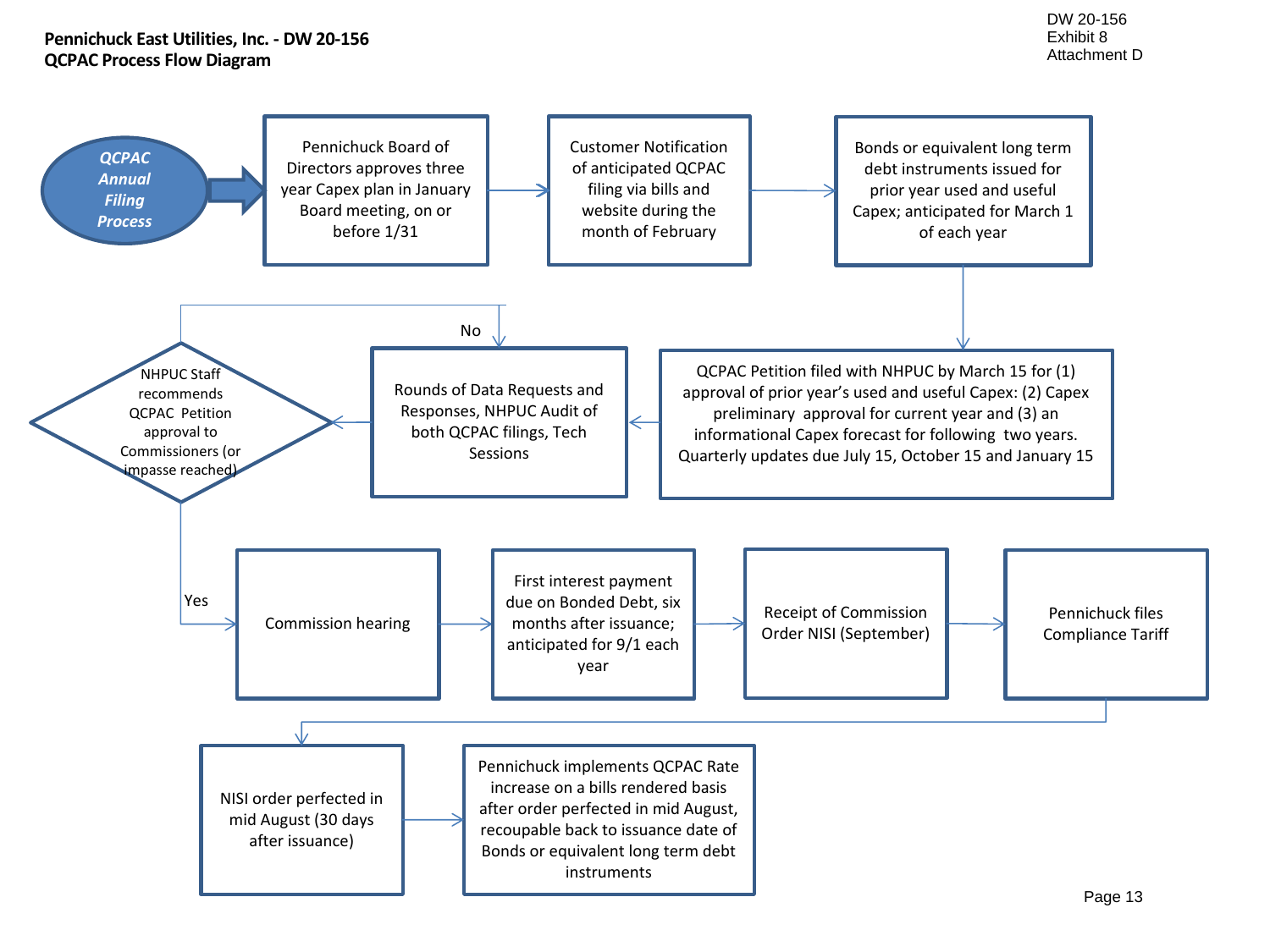**Pennichuck East Utilities, Inc. - DW 20-156**
**QCPAC Process Flow Diagram**

DW 20-156
Exhibit 8
Attachment D

***QCPAC Annual Filing Process***

Pennichuck Board of Directors approves three year Capex plan in January Board meeting, on or before 1/31

Customer Notification of anticipated QCPAC filing via bills and website during the month of February

Bonds or equivalent long term debt instruments issued for prior year used and useful Capex; anticipated for March 1 of each year

QCPAC Petition filed with NHPUC by March 15 for (1) approval of prior year's used and useful Capex: (2) Capex preliminary approval for current year and (3) an informational Capex forecast for following two years. Quarterly updates due July 15, October 15 and January 15

Rounds of Data Requests and Responses, NHPUC Audit of both QCPAC filings, Tech Sessions

NHPUC Staff recommends QCPAC Petition approval to Commissioners (or impasse reached)

No

Yes

Commission hearing

First interest payment due on Bonded Debt, six months after issuance; anticipated for 9/1 each year

Receipt of Commission Order NISI (September)

Pennichuck files Compliance Tariff

NISI order perfected in mid August (30 days after issuance)

Pennichuck implements QCPAC Rate increase on a bills rendered basis after order perfected in mid August, recoupable back to issuance date of Bonds or equivalent long term debt instruments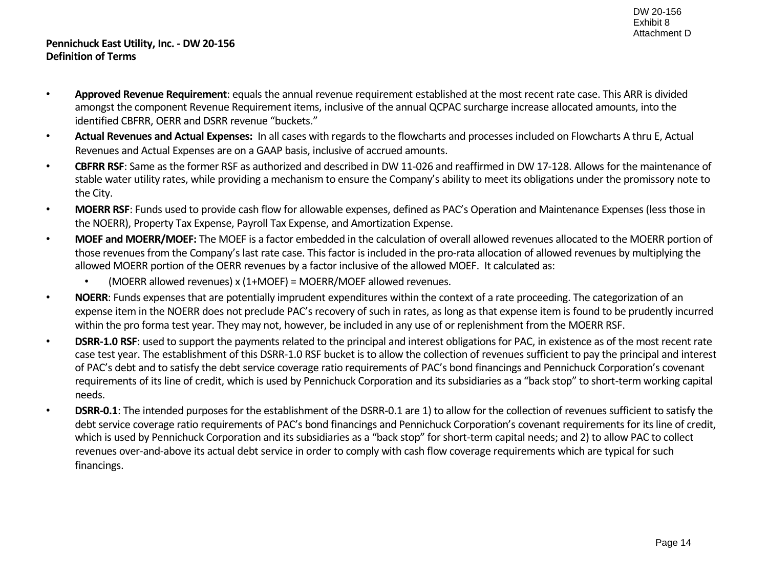DW 20-156
Exhibit 8
Attachment D

**Pennichuck East Utility, Inc. - DW 20-156**
**Definition of Terms**

- **Approved Revenue Requirement**: equals the annual revenue requirement established at the most recent rate case. This ARR is divided amongst the component Revenue Requirement items, inclusive of the annual QCPAC surcharge increase allocated amounts, into the identified CBFRR, OERR and DSRR revenue “buckets.”
- **Actual Revenues and Actual Expenses:** In all cases with regards to the flowcharts and processes included on Flowcharts A thru E, Actual Revenues and Actual Expenses are on a GAAP basis, inclusive of accrued amounts.
- **CBFRR RSF**: Same as the former RSF as authorized and described in DW 11-026 and reaffirmed in DW 17-128. Allows for the maintenance of stable water utility rates, while providing a mechanism to ensure the Company’s ability to meet its obligations under the promissory note to the City.
- **MOERR RSF**: Funds used to provide cash flow for allowable expenses, defined as PAC’s Operation and Maintenance Expenses (less those in the NOERR), Property Tax Expense, Payroll Tax Expense, and Amortization Expense.
- **MOEF and MOERR/MOEF:** The MOEF is a factor embedded in the calculation of overall allowed revenues allocated to the MOERR portion of those revenues from the Company’s last rate case. This factor is included in the pro-rata allocation of allowed revenues by multiplying the allowed MOERR portion of the OERR revenues by a factor inclusive of the allowed MOEF. It calculated as:
  - (MOERR allowed revenues) x (1+MOEF) = MOERR/MOEF allowed revenues.
- **NOERR**: Funds expenses that are potentially imprudent expenditures within the context of a rate proceeding. The categorization of an expense item in the NOERR does not preclude PAC’s recovery of such in rates, as long as that expense item is found to be prudently incurred within the pro forma test year. They may not, however, be included in any use of or replenishment from the MOERR RSF.
- **DSRR-1.0 RSF**: used to support the payments related to the principal and interest obligations for PAC, in existence as of the most recent rate case test year. The establishment of this DSRR-1.0 RSF bucket is to allow the collection of revenues sufficient to pay the principal and interest of PAC’s debt and to satisfy the debt service coverage ratio requirements of PAC’s bond financings and Pennichuck Corporation’s covenant requirements of its line of credit, which is used by Pennichuck Corporation and its subsidiaries as a “back stop” to short-term working capital needs.
- **DSRR-0.1**: The intended purposes for the establishment of the DSRR-0.1 are 1) to allow for the collection of revenues sufficient to satisfy the debt service coverage ratio requirements of PAC’s bond financings and Pennichuck Corporation’s covenant requirements for its line of credit, which is used by Pennichuck Corporation and its subsidiaries as a “back stop” for short-term capital needs; and 2) to allow PAC to collect revenues over-and-above its actual debt service in order to comply with cash flow coverage requirements which are typical for such financings.